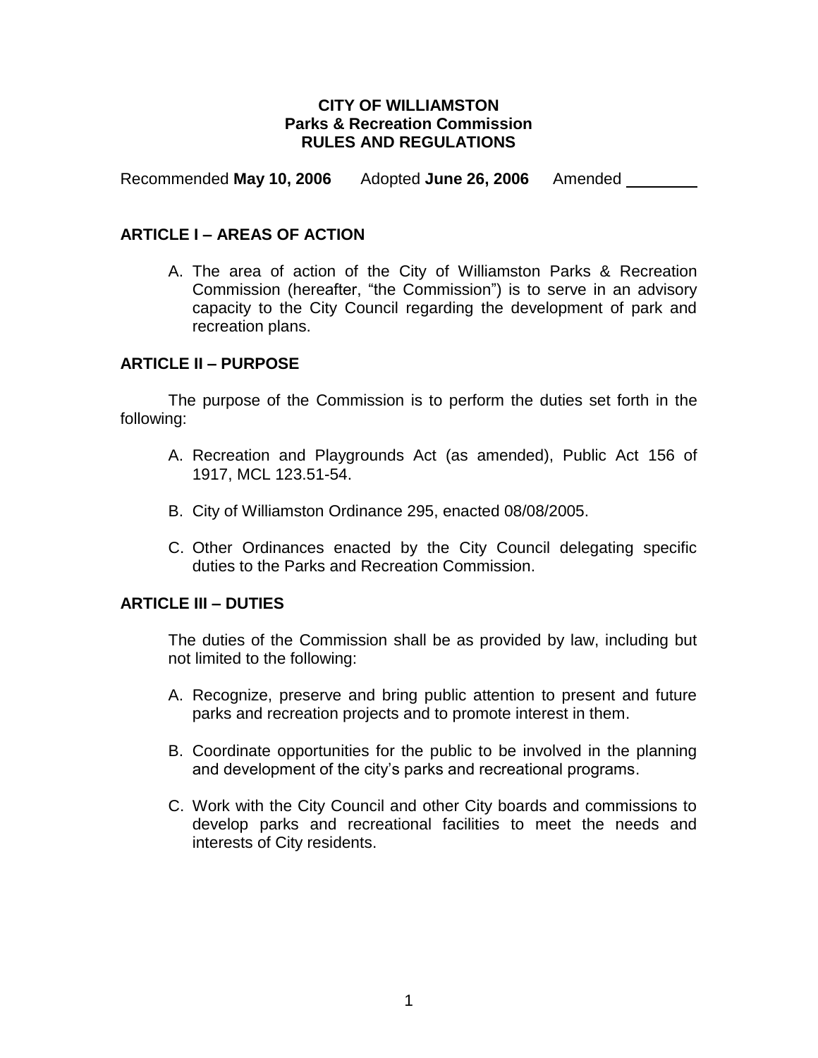# CITY OF WILLIAMSTON
## Parks & Recreation Commission
## RULES AND REGULATIONS

Recommended **May 10, 2006** Adopted **June 26, 2006** Amended ________

### ARTICLE I – AREAS OF ACTION

A. The area of action of the City of Williamston Parks & Recreation Commission (hereafter, "the Commission") is to serve in an advisory capacity to the City Council regarding the development of park and recreation plans.

### ARTICLE II – PURPOSE

The purpose of the Commission is to perform the duties set forth in the following:

A. Recreation and Playgrounds Act (as amended), Public Act 156 of 1917, MCL 123.51-54.

B. City of Williamston Ordinance 295, enacted 08/08/2005.

C. Other Ordinances enacted by the City Council delegating specific duties to the Parks and Recreation Commission.

### ARTICLE III – DUTIES

The duties of the Commission shall be as provided by law, including but not limited to the following:

A. Recognize, preserve and bring public attention to present and future parks and recreation projects and to promote interest in them.

B. Coordinate opportunities for the public to be involved in the planning and development of the city's parks and recreational programs.

C. Work with the City Council and other City boards and commissions to develop parks and recreational facilities to meet the needs and interests of City residents.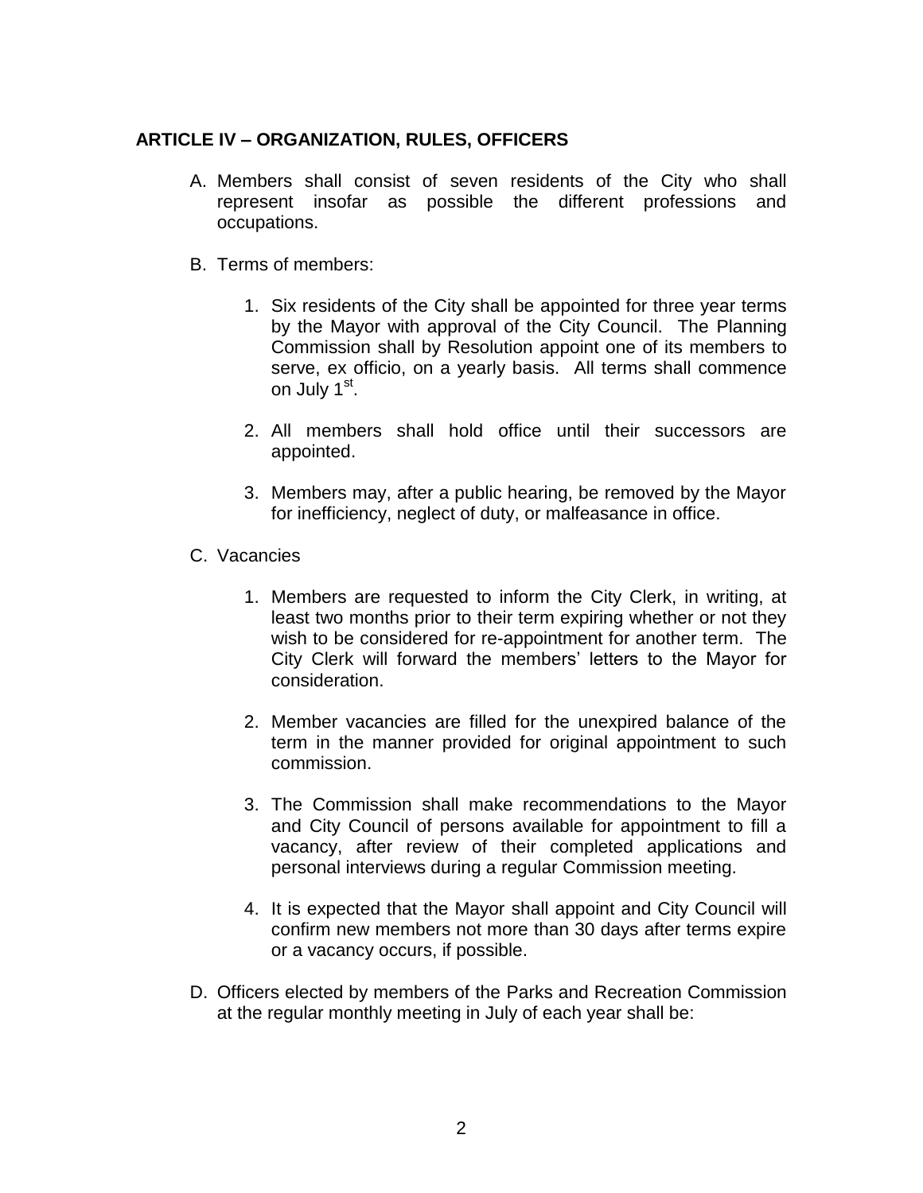## ARTICLE IV – ORGANIZATION, RULES, OFFICERS

A. Members shall consist of seven residents of the City who shall represent insofar as possible the different professions and occupations.

B. Terms of members:

   1. Six residents of the City shall be appointed for three year terms by the Mayor with approval of the City Council. The Planning Commission shall by Resolution appoint one of its members to serve, ex officio, on a yearly basis. All terms shall commence on July 1st.

   2. All members shall hold office until their successors are appointed.

   3. Members may, after a public hearing, be removed by the Mayor for inefficiency, neglect of duty, or malfeasance in office.

C. Vacancies

   1. Members are requested to inform the City Clerk, in writing, at least two months prior to their term expiring whether or not they wish to be considered for re-appointment for another term. The City Clerk will forward the members' letters to the Mayor for consideration.

   2. Member vacancies are filled for the unexpired balance of the term in the manner provided for original appointment to such commission.

   3. The Commission shall make recommendations to the Mayor and City Council of persons available for appointment to fill a vacancy, after review of their completed applications and personal interviews during a regular Commission meeting.

   4. It is expected that the Mayor shall appoint and City Council will confirm new members not more than 30 days after terms expire or a vacancy occurs, if possible.

D. Officers elected by members of the Parks and Recreation Commission at the regular monthly meeting in July of each year shall be: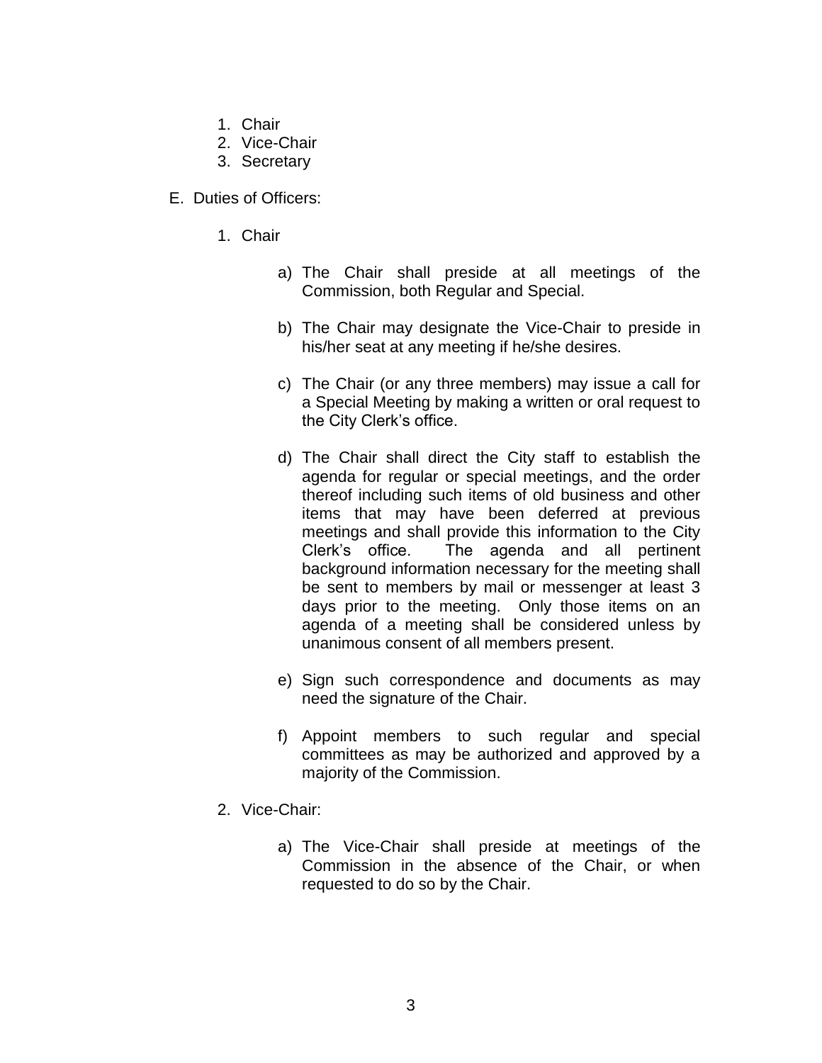1. Chair
2. Vice-Chair
3. Secretary

E. Duties of Officers:

1. Chair

   a) The Chair shall preside at all meetings of the Commission, both Regular and Special.

   b) The Chair may designate the Vice-Chair to preside in his/her seat at any meeting if he/she desires.

   c) The Chair (or any three members) may issue a call for a Special Meeting by making a written or oral request to the City Clerk's office.

   d) The Chair shall direct the City staff to establish the agenda for regular or special meetings, and the order thereof including such items of old business and other items that may have been deferred at previous meetings and shall provide this information to the City Clerk's office. The agenda and all pertinent background information necessary for the meeting shall be sent to members by mail or messenger at least 3 days prior to the meeting. Only those items on an agenda of a meeting shall be considered unless by unanimous consent of all members present.

   e) Sign such correspondence and documents as may need the signature of the Chair.

   f) Appoint members to such regular and special committees as may be authorized and approved by a majority of the Commission.

2. Vice-Chair:

   a) The Vice-Chair shall preside at meetings of the Commission in the absence of the Chair, or when requested to do so by the Chair.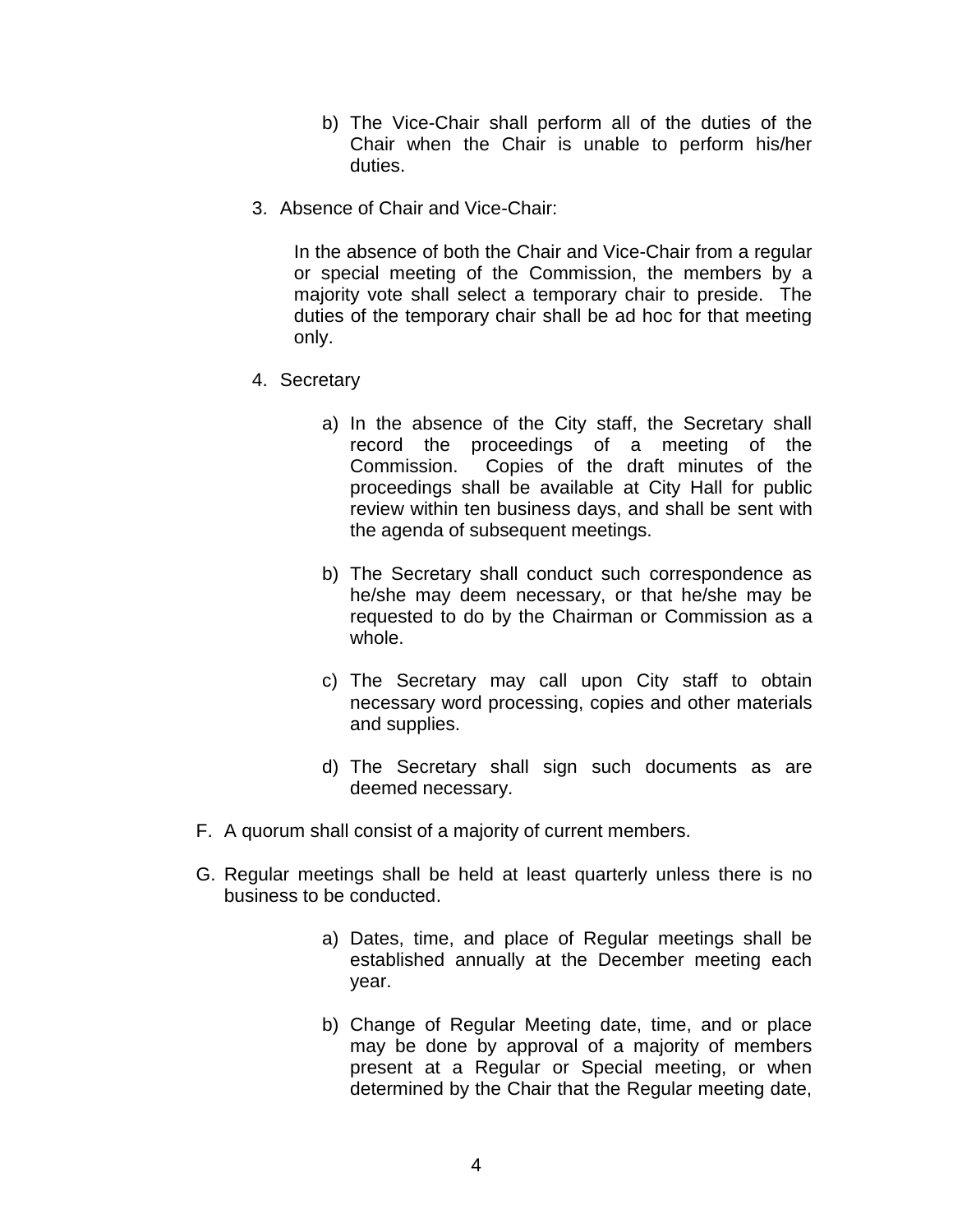b) The Vice-Chair shall perform all of the duties of the Chair when the Chair is unable to perform his/her duties.

3. Absence of Chair and Vice-Chair:

   In the absence of both the Chair and Vice-Chair from a regular or special meeting of the Commission, the members by a majority vote shall select a temporary chair to preside. The duties of the temporary chair shall be ad hoc for that meeting only.

4. Secretary

   a) In the absence of the City staff, the Secretary shall record the proceedings of a meeting of the Commission. Copies of the draft minutes of the proceedings shall be available at City Hall for public review within ten business days, and shall be sent with the agenda of subsequent meetings.

   b) The Secretary shall conduct such correspondence as he/she may deem necessary, or that he/she may be requested to do by the Chairman or Commission as a whole.

   c) The Secretary may call upon City staff to obtain necessary word processing, copies and other materials and supplies.

   d) The Secretary shall sign such documents as are deemed necessary.

F. A quorum shall consist of a majority of current members.

G. Regular meetings shall be held at least quarterly unless there is no business to be conducted.

   a) Dates, time, and place of Regular meetings shall be established annually at the December meeting each year.

   b) Change of Regular Meeting date, time, and or place may be done by approval of a majority of members present at a Regular or Special meeting, or when determined by the Chair that the Regular meeting date,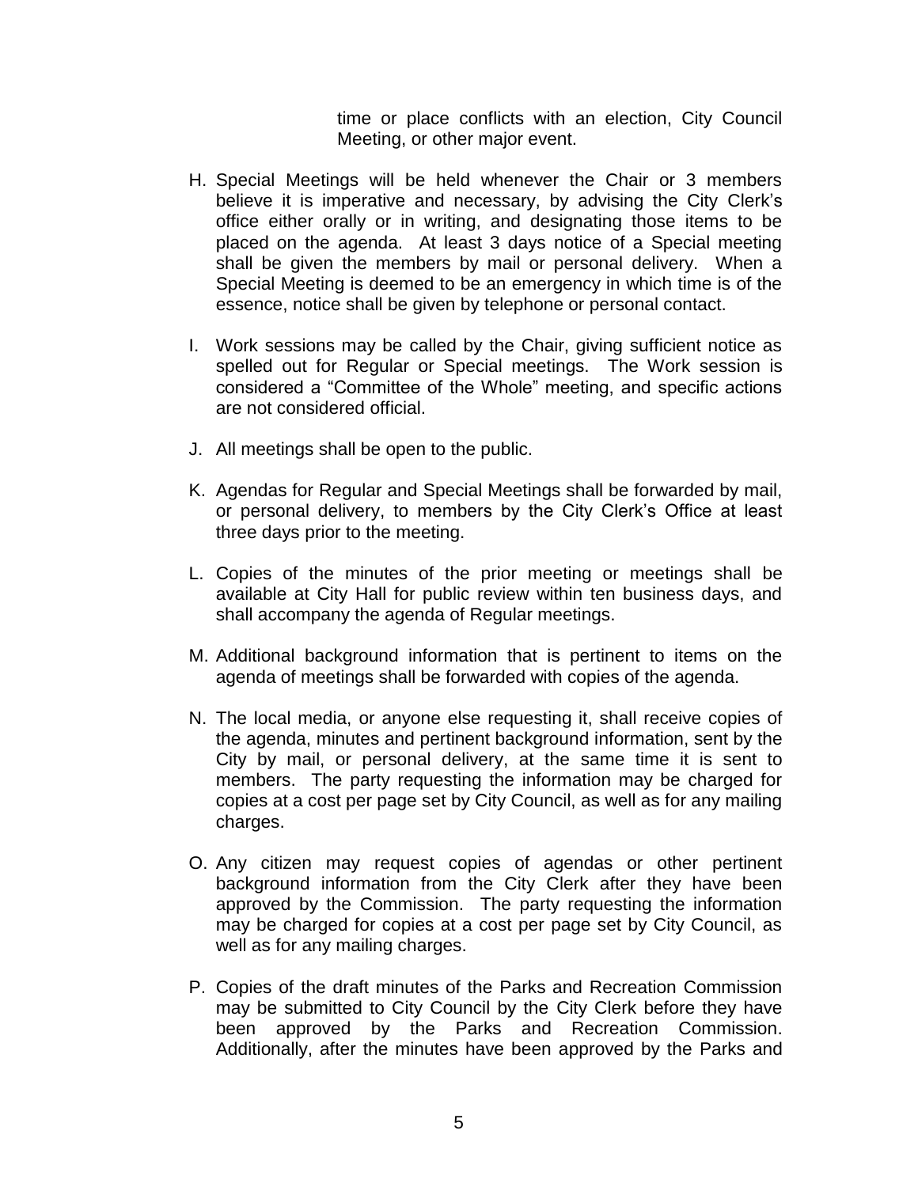time or place conflicts with an election, City Council Meeting, or other major event.

H. Special Meetings will be held whenever the Chair or 3 members believe it is imperative and necessary, by advising the City Clerk's office either orally or in writing, and designating those items to be placed on the agenda. At least 3 days notice of a Special meeting shall be given the members by mail or personal delivery. When a Special Meeting is deemed to be an emergency in which time is of the essence, notice shall be given by telephone or personal contact.

I. Work sessions may be called by the Chair, giving sufficient notice as spelled out for Regular or Special meetings. The Work session is considered a "Committee of the Whole" meeting, and specific actions are not considered official.

J. All meetings shall be open to the public.

K. Agendas for Regular and Special Meetings shall be forwarded by mail, or personal delivery, to members by the City Clerk's Office at least three days prior to the meeting.

L. Copies of the minutes of the prior meeting or meetings shall be available at City Hall for public review within ten business days, and shall accompany the agenda of Regular meetings.

M. Additional background information that is pertinent to items on the agenda of meetings shall be forwarded with copies of the agenda.

N. The local media, or anyone else requesting it, shall receive copies of the agenda, minutes and pertinent background information, sent by the City by mail, or personal delivery, at the same time it is sent to members. The party requesting the information may be charged for copies at a cost per page set by City Council, as well as for any mailing charges.

O. Any citizen may request copies of agendas or other pertinent background information from the City Clerk after they have been approved by the Commission. The party requesting the information may be charged for copies at a cost per page set by City Council, as well as for any mailing charges.

P. Copies of the draft minutes of the Parks and Recreation Commission may be submitted to City Council by the City Clerk before they have been approved by the Parks and Recreation Commission. Additionally, after the minutes have been approved by the Parks and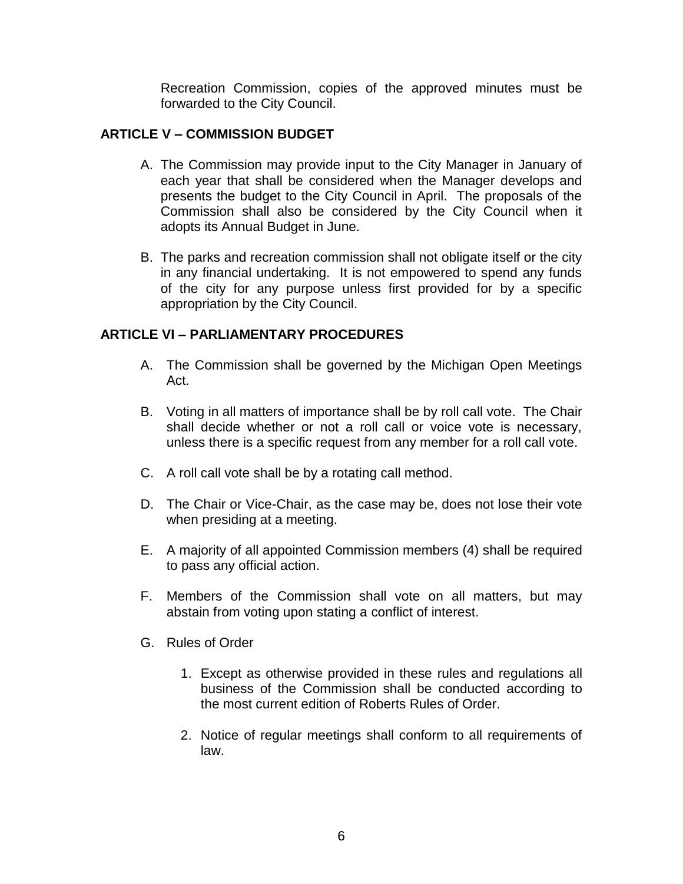Recreation Commission, copies of the approved minutes must be forwarded to the City Council.

## ARTICLE V – COMMISSION BUDGET

A. The Commission may provide input to the City Manager in January of each year that shall be considered when the Manager develops and presents the budget to the City Council in April. The proposals of the Commission shall also be considered by the City Council when it adopts its Annual Budget in June.

B. The parks and recreation commission shall not obligate itself or the city in any financial undertaking. It is not empowered to spend any funds of the city for any purpose unless first provided for by a specific appropriation by the City Council.

## ARTICLE VI – PARLIAMENTARY PROCEDURES

A. The Commission shall be governed by the Michigan Open Meetings Act.

B. Voting in all matters of importance shall be by roll call vote. The Chair shall decide whether or not a roll call or voice vote is necessary, unless there is a specific request from any member for a roll call vote.

C. A roll call vote shall be by a rotating call method.

D. The Chair or Vice-Chair, as the case may be, does not lose their vote when presiding at a meeting.

E. A majority of all appointed Commission members (4) shall be required to pass any official action.

F. Members of the Commission shall vote on all matters, but may abstain from voting upon stating a conflict of interest.

G. Rules of Order

1. Except as otherwise provided in these rules and regulations all business of the Commission shall be conducted according to the most current edition of Roberts Rules of Order.

2. Notice of regular meetings shall conform to all requirements of law.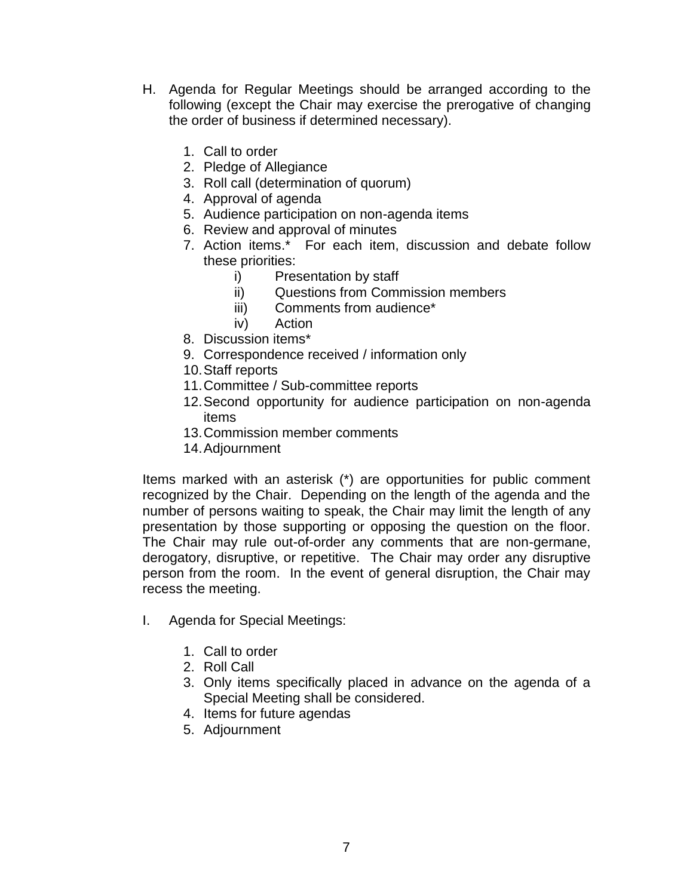H. Agenda for Regular Meetings should be arranged according to the following (except the Chair may exercise the prerogative of changing the order of business if determined necessary).

   1. Call to order
   2. Pledge of Allegiance
   3. Roll call (determination of quorum)
   4. Approval of agenda
   5. Audience participation on non-agenda items
   6. Review and approval of minutes
   7. Action items.* For each item, discussion and debate follow these priorities:
      i) Presentation by staff
      ii) Questions from Commission members
      iii) Comments from audience*
      iv) Action
   8. Discussion items*
   9. Correspondence received / information only
   10. Staff reports
   11. Committee / Sub-committee reports
   12. Second opportunity for audience participation on non-agenda items
   13. Commission member comments
   14. Adjournment

Items marked with an asterisk (*) are opportunities for public comment recognized by the Chair. Depending on the length of the agenda and the number of persons waiting to speak, the Chair may limit the length of any presentation by those supporting or opposing the question on the floor. The Chair may rule out-of-order any comments that are non-germane, derogatory, disruptive, or repetitive. The Chair may order any disruptive person from the room. In the event of general disruption, the Chair may recess the meeting.

I. Agenda for Special Meetings:

   1. Call to order
   2. Roll Call
   3. Only items specifically placed in advance on the agenda of a Special Meeting shall be considered.
   4. Items for future agendas
   5. Adjournment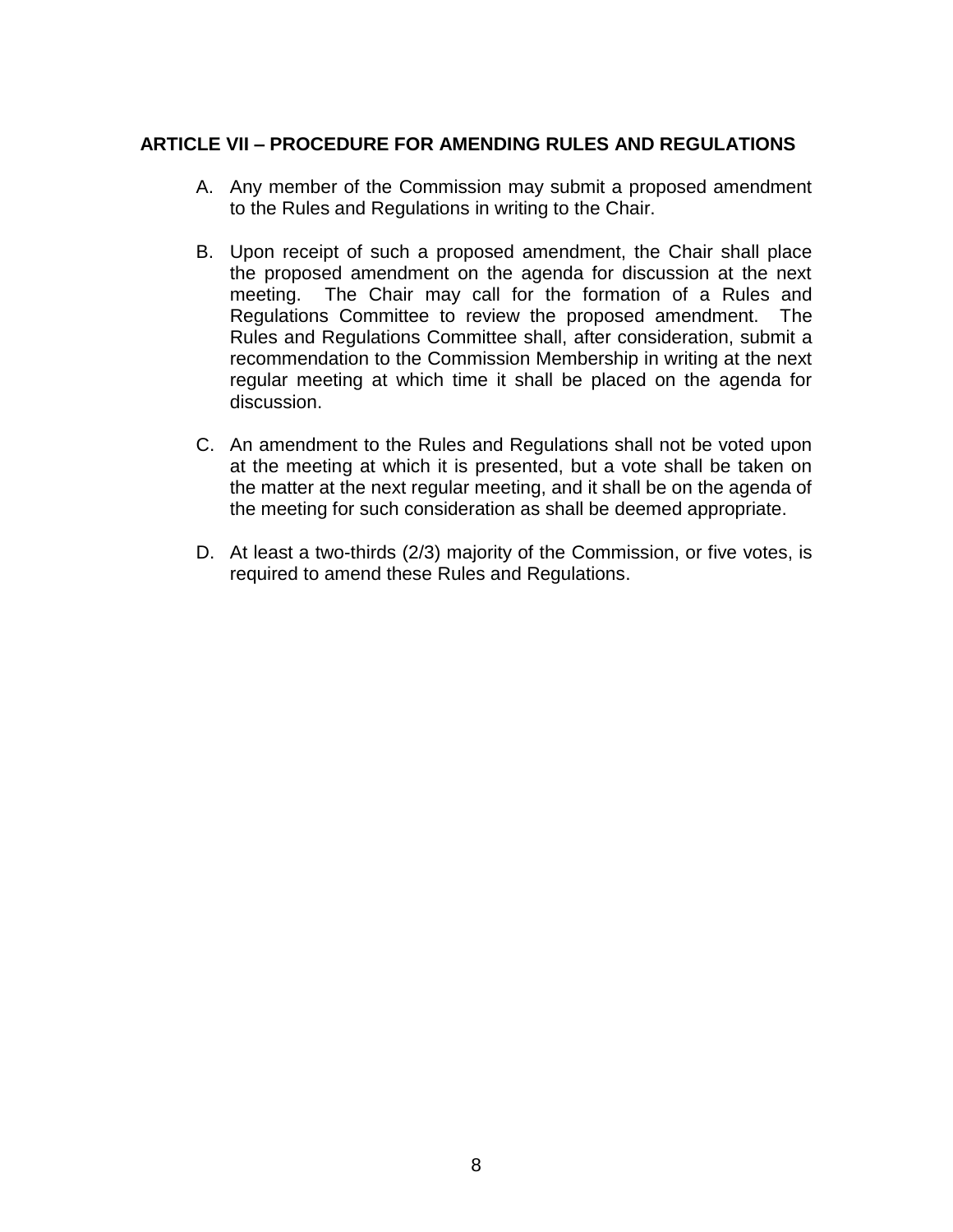**ARTICLE VII – PROCEDURE FOR AMENDING RULES AND REGULATIONS**

A. Any member of the Commission may submit a proposed amendment to the Rules and Regulations in writing to the Chair.

B. Upon receipt of such a proposed amendment, the Chair shall place the proposed amendment on the agenda for discussion at the next meeting. The Chair may call for the formation of a Rules and Regulations Committee to review the proposed amendment. The Rules and Regulations Committee shall, after consideration, submit a recommendation to the Commission Membership in writing at the next regular meeting at which time it shall be placed on the agenda for discussion.

C. An amendment to the Rules and Regulations shall not be voted upon at the meeting at which it is presented, but a vote shall be taken on the matter at the next regular meeting, and it shall be on the agenda of the meeting for such consideration as shall be deemed appropriate.

D. At least a two-thirds (2/3) majority of the Commission, or five votes, is required to amend these Rules and Regulations.